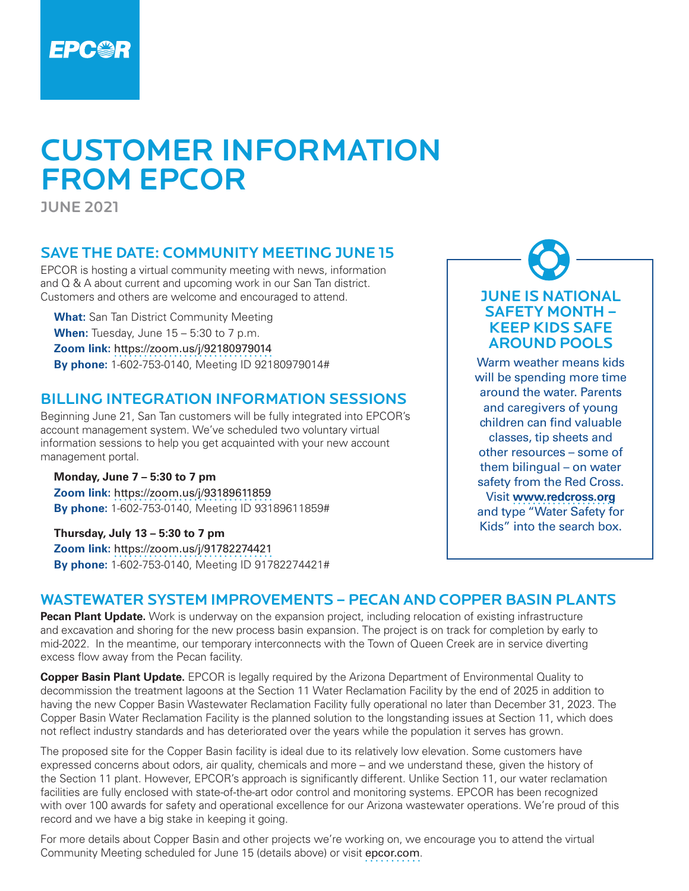EPCOR

# CUSTOMER INFORMATION FROM EPCOR

JUNE 2021

## SAVE THE DATE: COMMUNITY MEETING JUNE 15

EPCOR is hosting a virtual community meeting with news, information and Q & A about current and upcoming work in our San Tan district. Customers and others are welcome and encouraged to attend.

**What:** San Tan District Community Meeting
**When:** Tuesday, June 15 – 5:30 to 7 p.m.
**Zoom link:** https://zoom.us/j/92180979014
**By phone:** 1-602-753-0140, Meeting ID 92180979014#

## BILLING INTEGRATION INFORMATION SESSIONS

Beginning June 21, San Tan customers will be fully integrated into EPCOR's account management system. We've scheduled two voluntary virtual information sessions to help you get acquainted with your new account management portal.

**Monday, June 7 – 5:30 to 7 pm**
**Zoom link:** https://zoom.us/j/93189611859
**By phone:** 1-602-753-0140, Meeting ID 93189611859#

**Thursday, July 13 – 5:30 to 7 pm**
**Zoom link:** https://zoom.us/j/91782274421
**By phone:** 1-602-753-0140, Meeting ID 91782274421#

## JUNE IS NATIONAL SAFETY MONTH – KEEP KIDS SAFE AROUND POOLS

Warm weather means kids will be spending more time around the water. Parents and caregivers of young children can find valuable classes, tip sheets and other resources – some of them bilingual – on water safety from the Red Cross. Visit **www.redcross.org** and type "Water Safety for Kids" into the search box.

## WASTEWATER SYSTEM IMPROVEMENTS – PECAN AND COPPER BASIN PLANTS

**Pecan Plant Update.** Work is underway on the expansion project, including relocation of existing infrastructure and excavation and shoring for the new process basin expansion. The project is on track for completion by early to mid-2022. In the meantime, our temporary interconnects with the Town of Queen Creek are in service diverting excess flow away from the Pecan facility.

**Copper Basin Plant Update.** EPCOR is legally required by the Arizona Department of Environmental Quality to decommission the treatment lagoons at the Section 11 Water Reclamation Facility by the end of 2025 in addition to having the new Copper Basin Wastewater Reclamation Facility fully operational no later than December 31, 2023. The Copper Basin Water Reclamation Facility is the planned solution to the longstanding issues at Section 11, which does not reflect industry standards and has deteriorated over the years while the population it serves has grown.

The proposed site for the Copper Basin facility is ideal due to its relatively low elevation. Some customers have expressed concerns about odors, air quality, chemicals and more – and we understand these, given the history of the Section 11 plant. However, EPCOR's approach is significantly different. Unlike Section 11, our water reclamation facilities are fully enclosed with state-of-the-art odor control and monitoring systems. EPCOR has been recognized with over 100 awards for safety and operational excellence for our Arizona wastewater operations. We're proud of this record and we have a big stake in keeping it going.

For more details about Copper Basin and other projects we're working on, we encourage you to attend the virtual Community Meeting scheduled for June 15 (details above) or visit epcor.com.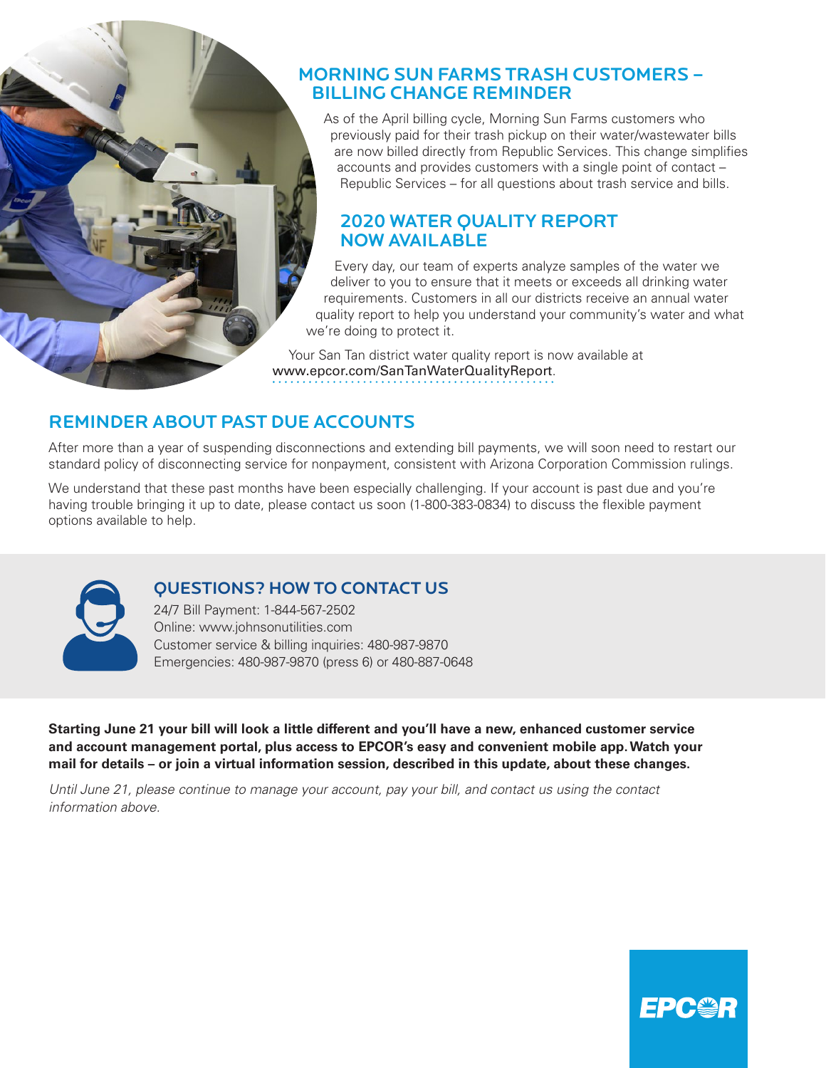## MORNING SUN FARMS TRASH CUSTOMERS – BILLING CHANGE REMINDER

As of the April billing cycle, Morning Sun Farms customers who previously paid for their trash pickup on their water/wastewater bills are now billed directly from Republic Services. This change simplifies accounts and provides customers with a single point of contact – Republic Services – for all questions about trash service and bills.

## 2020 WATER QUALITY REPORT NOW AVAILABLE

Every day, our team of experts analyze samples of the water we deliver to you to ensure that it meets or exceeds all drinking water requirements. Customers in all our districts receive an annual water quality report to help you understand your community's water and what we're doing to protect it.

Your San Tan district water quality report is now available at www.epcor.com/SanTanWaterQualityReport.

## REMINDER ABOUT PAST DUE ACCOUNTS

After more than a year of suspending disconnections and extending bill payments, we will soon need to restart our standard policy of disconnecting service for nonpayment, consistent with Arizona Corporation Commission rulings.

We understand that these past months have been especially challenging. If your account is past due and you're having trouble bringing it up to date, please contact us soon (1-800-383-0834) to discuss the flexible payment options available to help.

## QUESTIONS? HOW TO CONTACT US

24/7 Bill Payment: 1-844-567-2502
Online: www.johnsonutilities.com
Customer service & billing inquiries: 480-987-9870
Emergencies: 480-987-9870 (press 6) or 480-887-0648

**Starting June 21 your bill will look a little different and you'll have a new, enhanced customer service and account management portal, plus access to EPCOR's easy and convenient mobile app. Watch your mail for details – or join a virtual information session, described in this update, about these changes.**

*Until June 21, please continue to manage your account, pay your bill, and contact us using the contact information above.*

EPCOR